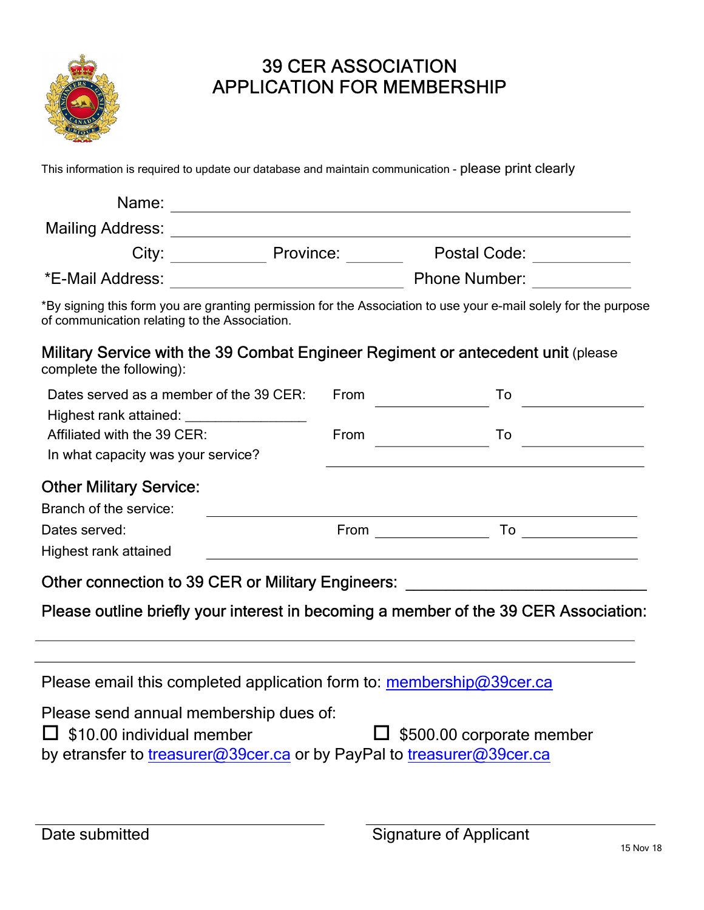# 39 CER ASSOCIATION
# APPLICATION FOR MEMBERSHIP

This information is required to update our database and maintain communication - please print clearly

Name: ______________________________________________

Mailing Address: ______________________________________________

City: ____________ Province: ________ Postal Code: ____________

*E-Mail Address: ______________________ Phone Number: ____________

*By signing this form you are granting permission for the Association to use your e-mail solely for the purpose of communication relating to the Association.

## Military Service with the 39 Combat Engineer Regiment or antecedent unit (please complete the following):

Dates served as a member of the 39 CER: From ____________ To ____________

Highest rank attained: ________________

Affiliated with the 39 CER: From ____________ To ____________

In what capacity was your service? ______________________________

## Other Military Service:

Branch of the service: ______________________________

Dates served: From ____________ To ____________

Highest rank attained ______________________________

## Other connection to 39 CER or Military Engineers: ______________________

## Please outline briefly your interest in becoming a member of the 39 CER Association:

______________________________________________

______________________________________________

Please email this completed application form to: membership@39cer.ca

Please send annual membership dues of:

☐ $10.00 individual member ☐ $500.00 corporate member

by etransfer to treasurer@39cer.ca or by PayPal to treasurer@39cer.ca

______________________ ______________________

Date submitted Signature of Applicant

15 Nov 18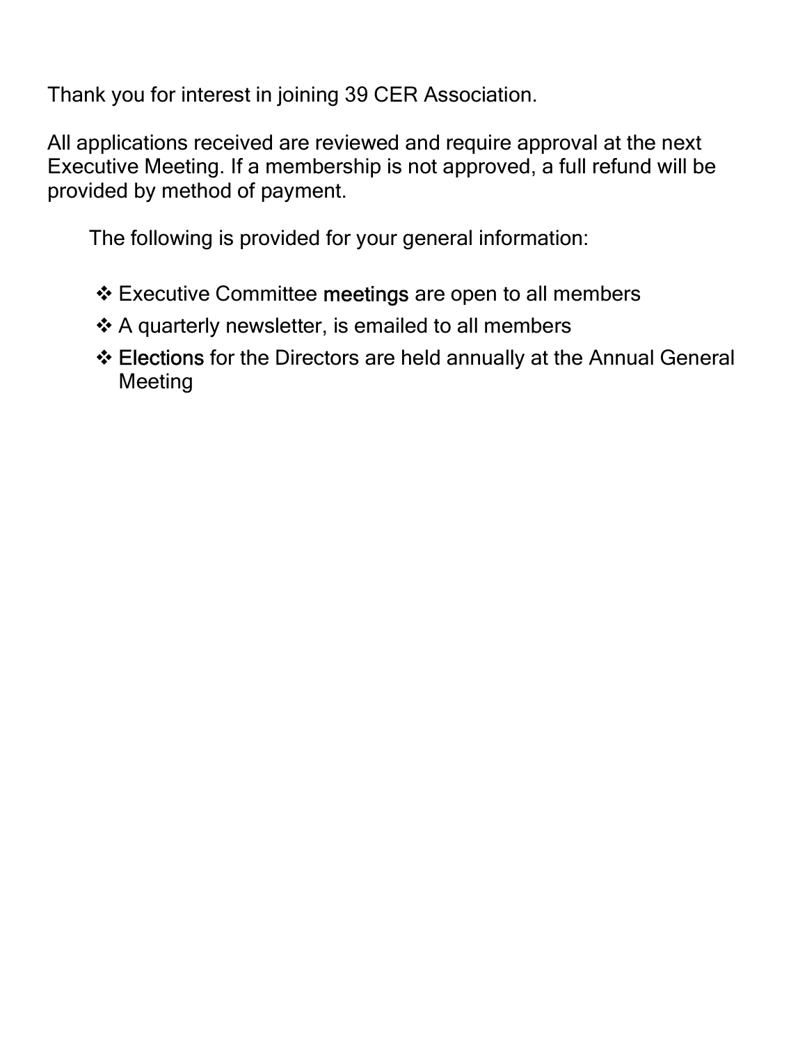Thank you for interest in joining 39 CER Association.

All applications received are reviewed and require approval at the next Executive Meeting. If a membership is not approved, a full refund will be provided by method of payment.

The following is provided for your general information:

- Executive Committee meetings are open to all members
- A quarterly newsletter, is emailed to all members
- Elections for the Directors are held annually at the Annual General Meeting